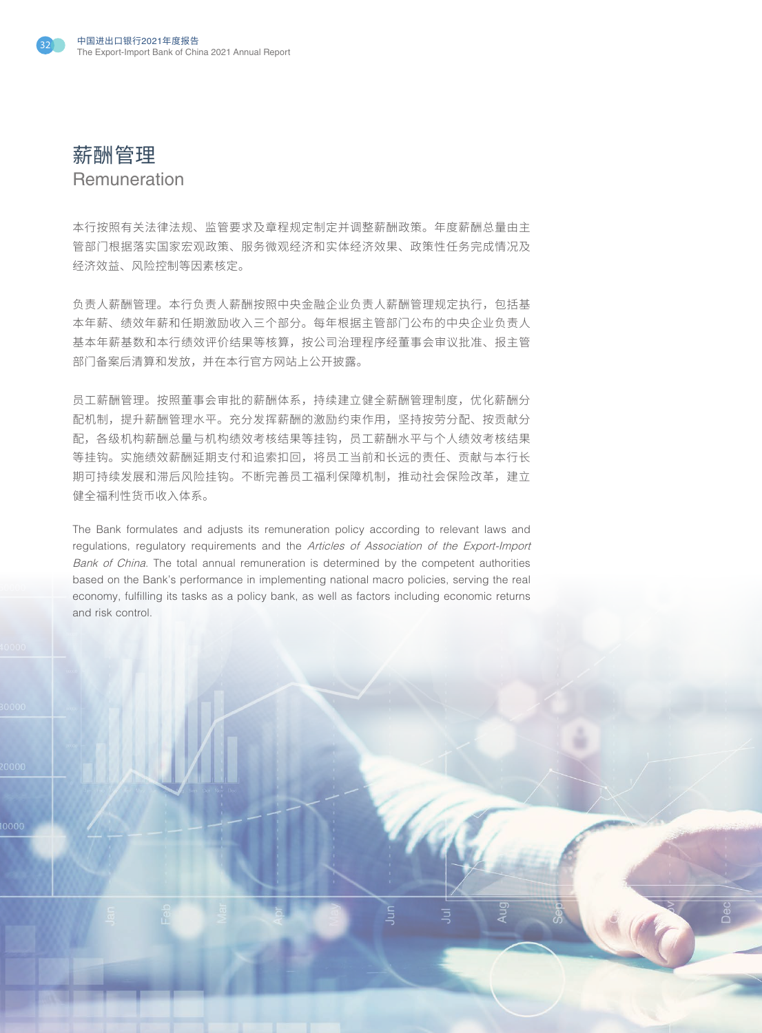# 薪酬管理
## Remuneration

本行按照有关法律法规、监管要求及章程规定制定并调整薪酬政策。年度薪酬总量由主管部门根据落实国家宏观政策、服务微观经济和实体经济效果、政策性任务完成情况及经济效益、风险控制等因素核定。

负责人薪酬管理。本行负责人薪酬按照中央金融企业负责人薪酬管理规定执行，包括基本年薪、绩效年薪和任期激励收入三个部分。每年根据主管部门公布的中央企业负责人基本年薪基数和本行绩效评价结果等核算，按公司治理程序经董事会审议批准、报主管部门备案后清算和发放，并在本行官方网站上公开披露。

员工薪酬管理。按照董事会审批的薪酬体系，持续建立健全薪酬管理制度，优化薪酬分配机制，提升薪酬管理水平。充分发挥薪酬的激励约束作用，坚持按劳分配、按贡献分配，各级机构薪酬总量与机构绩效考核结果等挂钩，员工薪酬水平与个人绩效考核结果等挂钩。实施绩效薪酬延期支付和追索扣回，将员工当前和长远的责任、贡献与本行长期可持续发展和滞后风险挂钩。不断完善员工福利保障机制，推动社会保险改革，建立健全福利性货币收入体系。

The Bank formulates and adjusts its remuneration policy according to relevant laws and regulations, regulatory requirements and the *Articles of Association of the Export-Import Bank of China*. The total annual remuneration is determined by the competent authorities based on the Bank's performance in implementing national macro policies, serving the real economy, fulfilling its tasks as a policy bank, as well as factors including economic returns and risk control.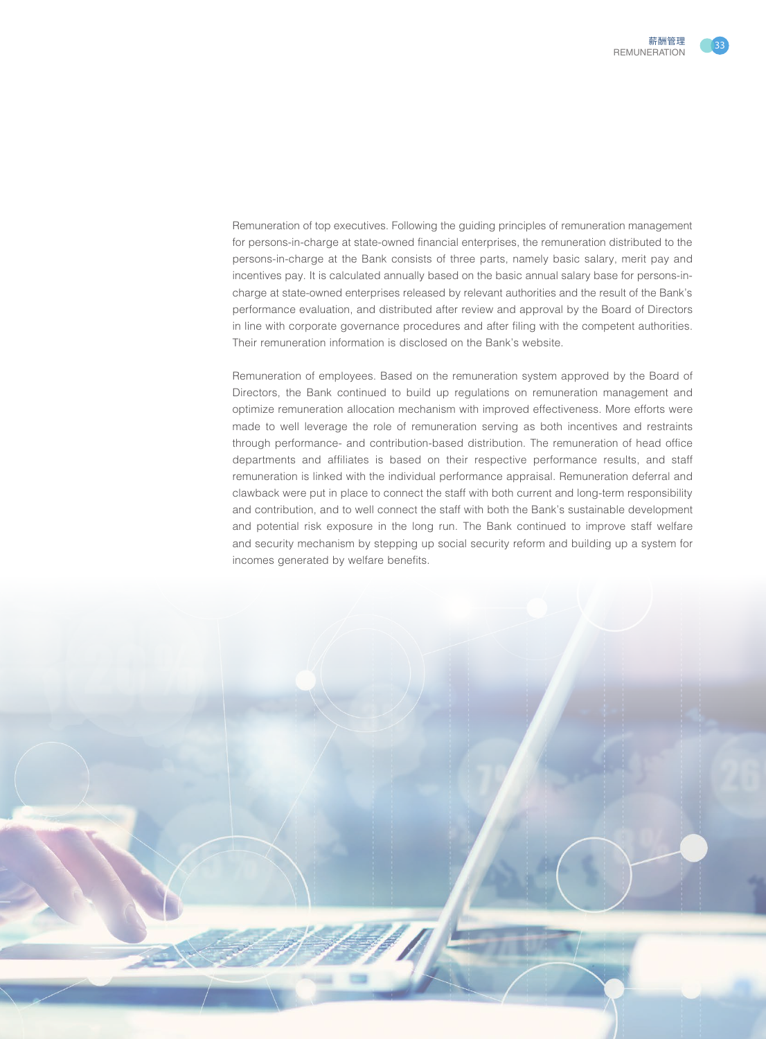Remuneration of top executives. Following the guiding principles of remuneration management for persons-in-charge at state-owned financial enterprises, the remuneration distributed to the persons-in-charge at the Bank consists of three parts, namely basic salary, merit pay and incentives pay. It is calculated annually based on the basic annual salary base for persons-in-charge at state-owned enterprises released by relevant authorities and the result of the Bank's performance evaluation, and distributed after review and approval by the Board of Directors in line with corporate governance procedures and after filing with the competent authorities. Their remuneration information is disclosed on the Bank's website.

Remuneration of employees. Based on the remuneration system approved by the Board of Directors, the Bank continued to build up regulations on remuneration management and optimize remuneration allocation mechanism with improved effectiveness. More efforts were made to well leverage the role of remuneration serving as both incentives and restraints through performance- and contribution-based distribution. The remuneration of head office departments and affiliates is based on their respective performance results, and staff remuneration is linked with the individual performance appraisal. Remuneration deferral and clawback were put in place to connect the staff with both current and long-term responsibility and contribution, and to well connect the staff with both the Bank's sustainable development and potential risk exposure in the long run. The Bank continued to improve staff welfare and security mechanism by stepping up social security reform and building up a system for incomes generated by welfare benefits.